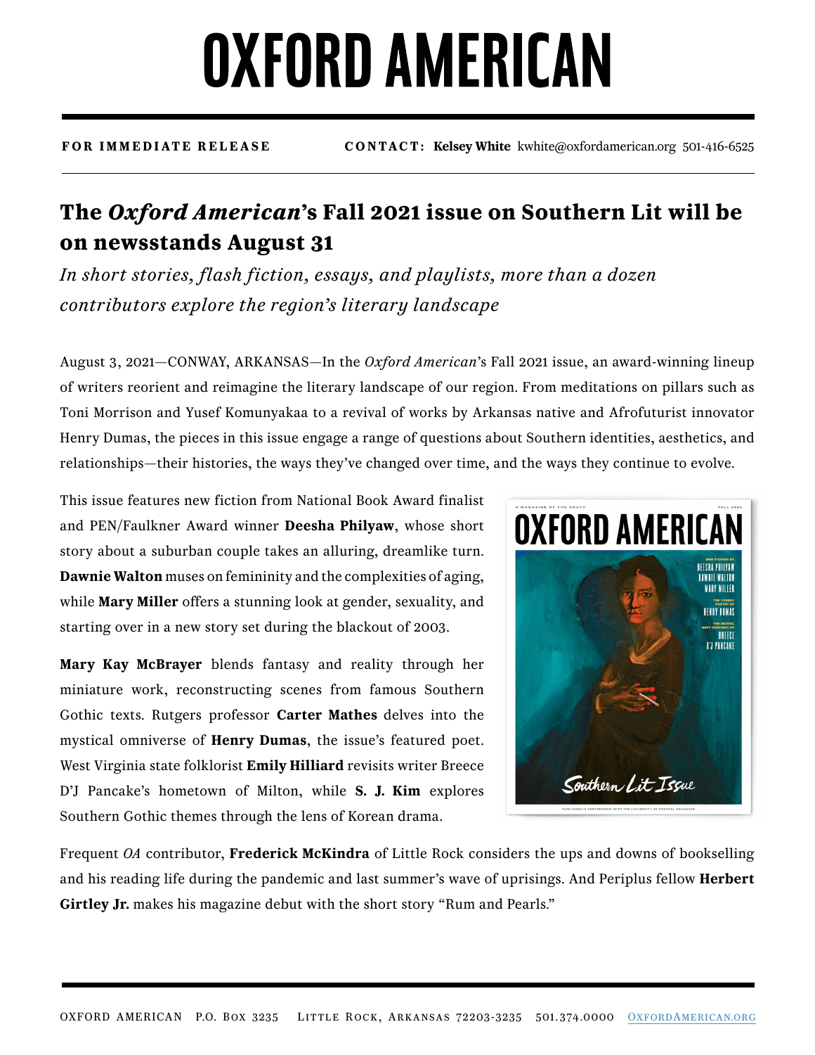# OXFORD AMERICAN

**FOR IMMEDIATE RELEASE** **CONTACT: Kelsey White** kwhite@oxfordamerican.org 501-416-6525

## The *Oxford American*'s Fall 2021 issue on Southern Lit will be on newsstands August 31

*In short stories, flash fiction, essays, and playlists, more than a dozen contributors explore the region's literary landscape*

August 3, 2021—CONWAY, ARKANSAS—In the *Oxford American*'s Fall 2021 issue, an award-winning lineup of writers reorient and reimagine the literary landscape of our region. From meditations on pillars such as Toni Morrison and Yusef Komunyakaa to a revival of works by Arkansas native and Afrofuturist innovator Henry Dumas, the pieces in this issue engage a range of questions about Southern identities, aesthetics, and relationships—their histories, the ways they've changed over time, and the ways they continue to evolve.

This issue features new fiction from National Book Award finalist and PEN/Faulkner Award winner **Deesha Philyaw**, whose short story about a suburban couple takes an alluring, dreamlike turn. **Dawnie Walton** muses on femininity and the complexities of aging, while **Mary Miller** offers a stunning look at gender, sexuality, and starting over in a new story set during the blackout of 2003.

**Mary Kay McBrayer** blends fantasy and reality through her miniature work, reconstructing scenes from famous Southern Gothic texts. Rutgers professor **Carter Mathes** delves into the mystical omniverse of **Henry Dumas**, the issue's featured poet. West Virginia state folklorist **Emily Hilliard** revisits writer Breece D'J Pancake's hometown of Milton, while **S. J. Kim** explores Southern Gothic themes through the lens of Korean drama.

Frequent *OA* contributor, **Frederick McKindra** of Little Rock considers the ups and downs of bookselling and his reading life during the pandemic and last summer's wave of uprisings. And Periplus fellow **Herbert Girtley Jr.** makes his magazine debut with the short story "Rum and Pearls."

OXFORD AMERICAN P.O. Box 3235 Little Rock, Arkansas 72203-3235 501.374.0000 OxfordAmerican.org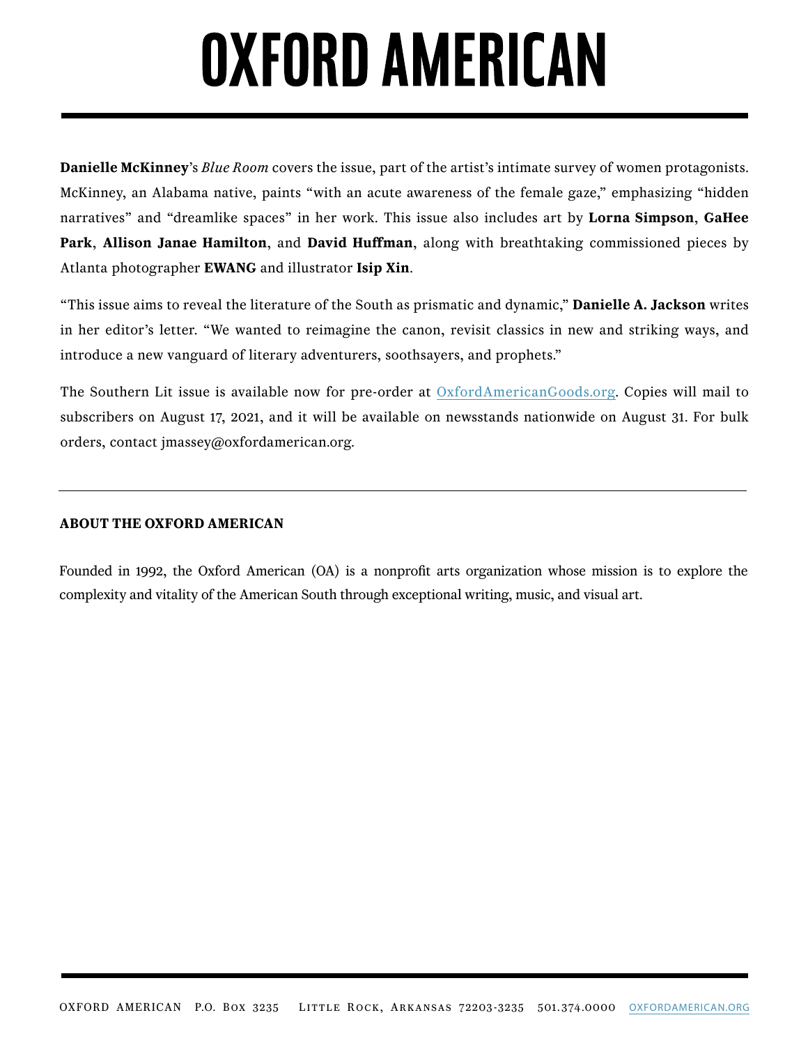# OXFORD AMERICAN

**Danielle McKinney**'s *Blue Room* covers the issue, part of the artist's intimate survey of women protagonists. McKinney, an Alabama native, paints "with an acute awareness of the female gaze," emphasizing "hidden narratives" and "dreamlike spaces" in her work. This issue also includes art by **Lorna Simpson**, **GaHee Park**, **Allison Janae Hamilton**, and **David Huffman**, along with breathtaking commissioned pieces by Atlanta photographer **EWANG** and illustrator **Isip Xin**.

"This issue aims to reveal the literature of the South as prismatic and dynamic," **Danielle A. Jackson** writes in her editor's letter. "We wanted to reimagine the canon, revisit classics in new and striking ways, and introduce a new vanguard of literary adventurers, soothsayers, and prophets."

The Southern Lit issue is available now for pre-order at [OxfordAmericanGoods.org](OxfordAmericanGoods.org). Copies will mail to subscribers on August 17, 2021, and it will be available on newsstands nationwide on August 31. For bulk orders, contact jmassey@oxfordamerican.org.

---

**ABOUT THE OXFORD AMERICAN**

Founded in 1992, the Oxford American (OA) is a nonprofit arts organization whose mission is to explore the complexity and vitality of the American South through exceptional writing, music, and visual art.

OXFORD AMERICAN P.O. Box 3235 Little Rock, Arkansas 72203-3235 501.374.0000 [OXFORDAMERICAN.ORG](OXFORDAMERICAN.ORG)